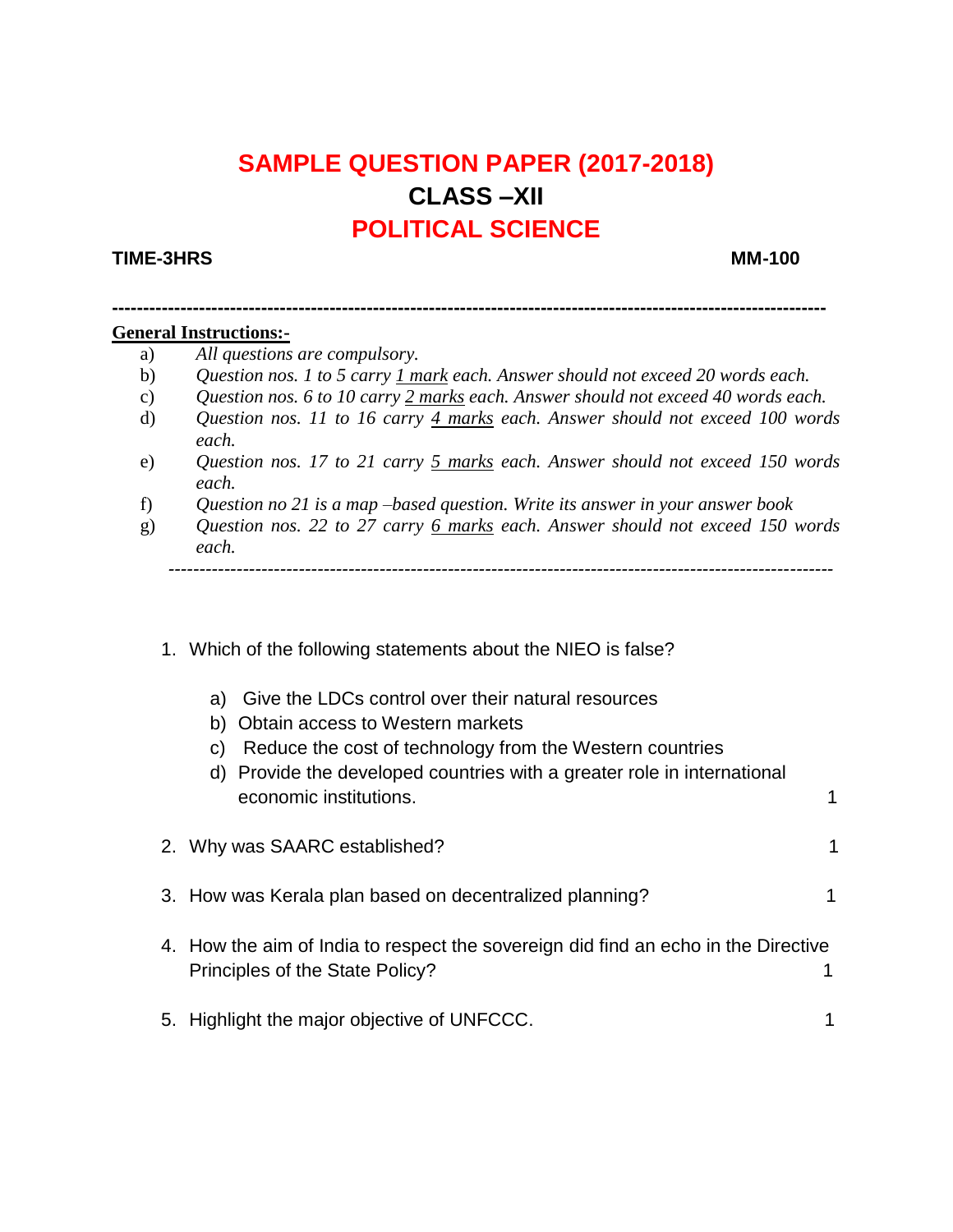# SAMPLE QUESTION PAPER (2017-2018)

## CLASS –XII

## POLITICAL SCIENCE

**TIME-3HRS** **MM-100**

---

**General Instructions:-**

a) *All questions are compulsory.*

b) *Question nos. 1 to 5 carry 1 mark each. Answer should not exceed 20 words each.*

c) *Question nos. 6 to 10 carry 2 marks each. Answer should not exceed 40 words each.*

d) *Question nos. 11 to 16 carry 4 marks each. Answer should not exceed 100 words each.*

e) *Question nos. 17 to 21 carry 5 marks each. Answer should not exceed 150 words each.*

f) *Question no 21 is a map –based question. Write its answer in your answer book*

g) *Question nos. 22 to 27 carry 6 marks each. Answer should not exceed 150 words each.*

---

1. Which of the following statements about the NIEO is false?

   a) Give the LDCs control over their natural resources
   b) Obtain access to Western markets
   c) Reduce the cost of technology from the Western countries
   d) Provide the developed countries with a greater role in international economic institutions. 1

2. Why was SAARC established? 1

3. How was Kerala plan based on decentralized planning? 1

4. How the aim of India to respect the sovereign did find an echo in the Directive Principles of the State Policy? 1

5. Highlight the major objective of UNFCCC. 1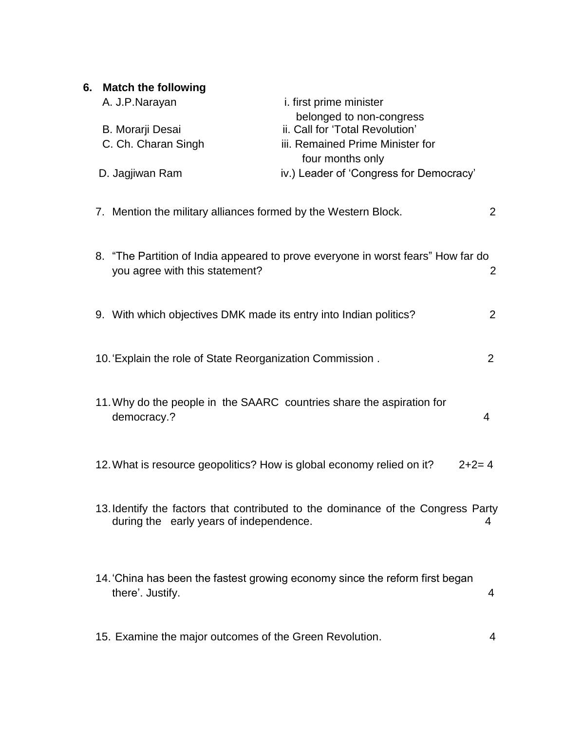**6. Match the following**

| | |
|---|---|
| A. J.P.Narayan | i. first prime minister belonged to non-congress |
| B. Morarji Desai | ii. Call for 'Total Revolution' |
| C. Ch. Charan Singh | iii. Remained Prime Minister for four months only |
| D. Jagjiwan Ram | iv.) Leader of 'Congress for Democracy' |

7. Mention the military alliances formed by the Western Block. 2

8. "The Partition of India appeared to prove everyone in worst fears" How far do you agree with this statement? 2

9. With which objectives DMK made its entry into Indian politics? 2

10. 'Explain the role of State Reorganization Commission . 2

11. Why do the people in the SAARC countries share the aspiration for democracy.? 4

12. What is resource geopolitics? How is global economy relied on it? 2+2= 4

13. Identify the factors that contributed to the dominance of the Congress Party during the early years of independence. 4

14. 'China has been the fastest growing economy since the reform first began there'. Justify. 4

15. Examine the major outcomes of the Green Revolution. 4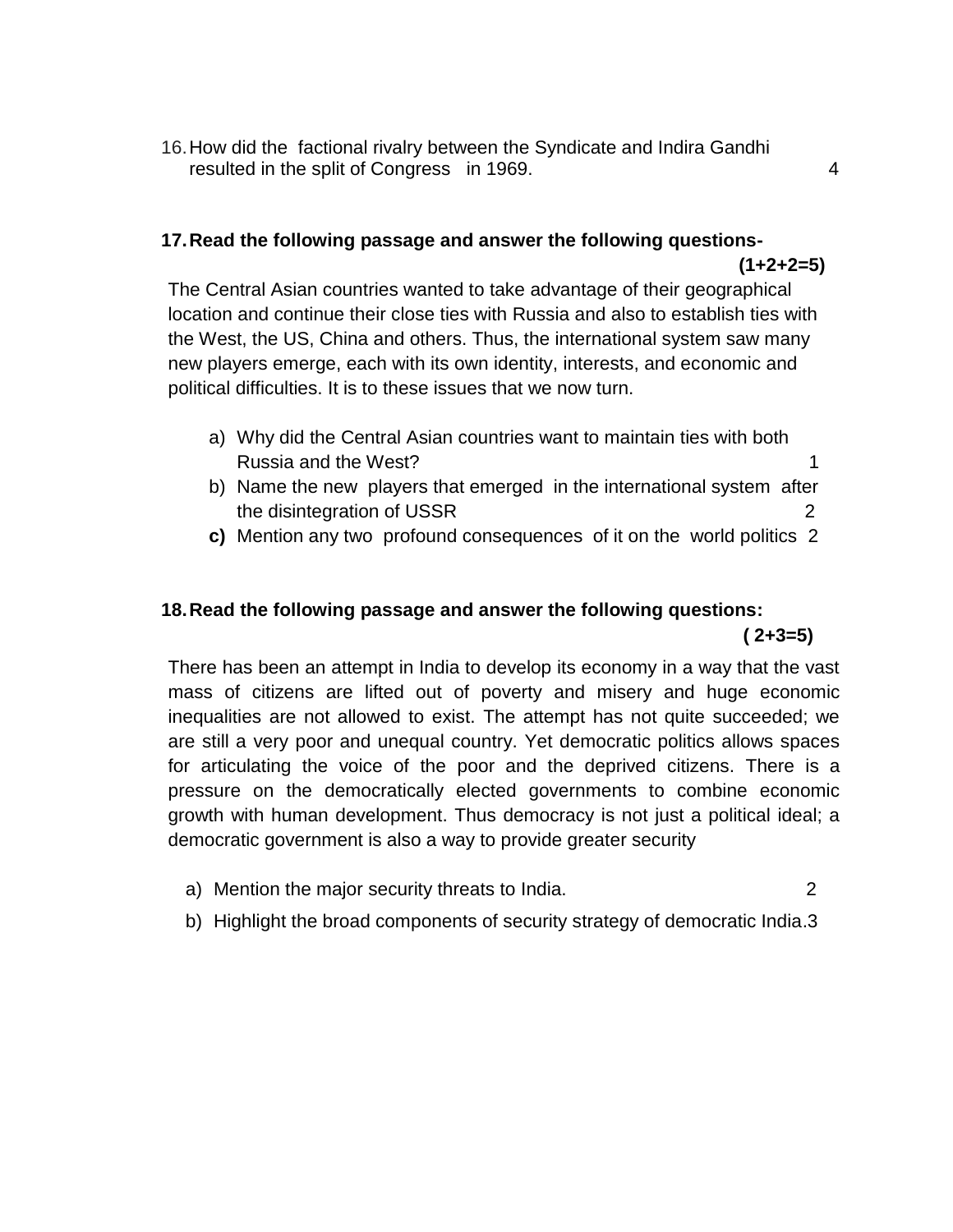16. How did the factional rivalry between the Syndicate and Indira Gandhi resulted in the split of Congress in 1969. 4

**17. Read the following passage and answer the following questions- (1+2+2=5)**

The Central Asian countries wanted to take advantage of their geographical location and continue their close ties with Russia and also to establish ties with the West, the US, China and others. Thus, the international system saw many new players emerge, each with its own identity, interests, and economic and political difficulties. It is to these issues that we now turn.

a) Why did the Central Asian countries want to maintain ties with both Russia and the West? 1

b) Name the new players that emerged in the international system after the disintegration of USSR 2

**c)** Mention any two profound consequences of it on the world politics 2

**18. Read the following passage and answer the following questions: ( 2+3=5)**

There has been an attempt in India to develop its economy in a way that the vast mass of citizens are lifted out of poverty and misery and huge economic inequalities are not allowed to exist. The attempt has not quite succeeded; we are still a very poor and unequal country. Yet democratic politics allows spaces for articulating the voice of the poor and the deprived citizens. There is a pressure on the democratically elected governments to combine economic growth with human development. Thus democracy is not just a political ideal; a democratic government is also a way to provide greater security

a) Mention the major security threats to India. 2

b) Highlight the broad components of security strategy of democratic India. 3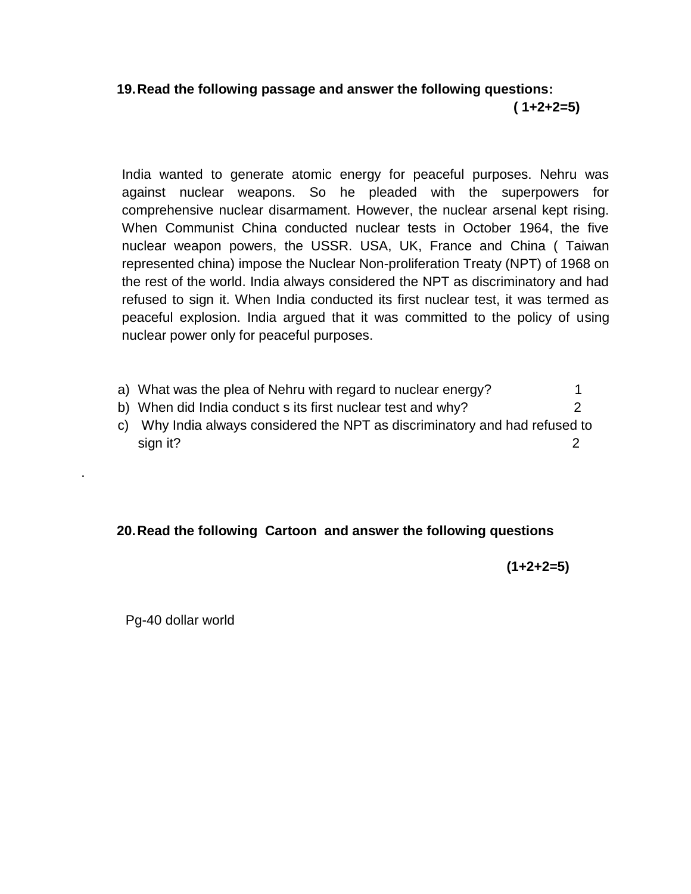**19. Read the following passage and answer the following questions:** **( 1+2+2=5)**

India wanted to generate atomic energy for peaceful purposes. Nehru was against nuclear weapons. So he pleaded with the superpowers for comprehensive nuclear disarmament. However, the nuclear arsenal kept rising. When Communist China conducted nuclear tests in October 1964, the five nuclear weapon powers, the USSR. USA, UK, France and China ( Taiwan represented china) impose the Nuclear Non-proliferation Treaty (NPT) of 1968 on the rest of the world. India always considered the NPT as discriminatory and had refused to sign it. When India conducted its first nuclear test, it was termed as peaceful explosion. India argued that it was committed to the policy of using nuclear power only for peaceful purposes.

a) What was the plea of Nehru with regard to nuclear energy? 1

b) When did India conduct s its first nuclear test and why? 2

c) Why India always considered the NPT as discriminatory and had refused to sign it? 2

.

**20. Read the following Cartoon and answer the following questions** **(1+2+2=5)**

Pg-40 dollar world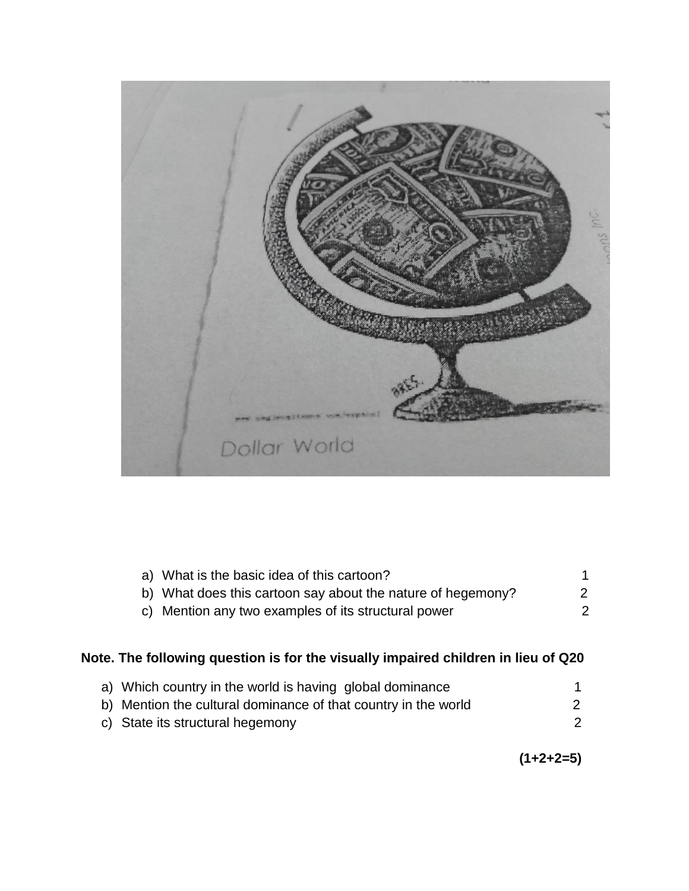a) What is the basic idea of this cartoon? 1

b) What does this cartoon say about the nature of hegemony? 2

c) Mention any two examples of its structural power 2

**Note. The following question is for the visually impaired children in lieu of Q20**

a) Which country in the world is having global dominance 1

b) Mention the cultural dominance of that country in the world 2

c) State its structural hegemony 2

**(1+2+2=5)**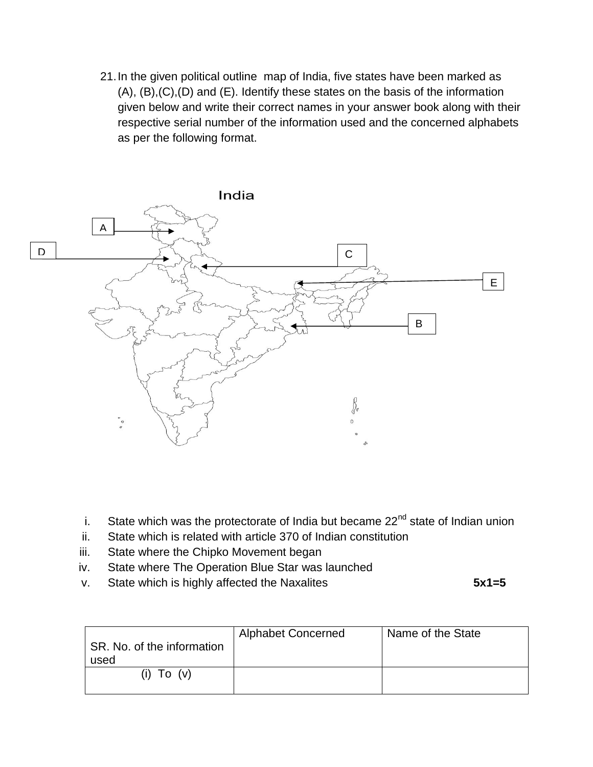21. In the given political outline map of India, five states have been marked as (A), (B),(C),(D) and (E). Identify these states on the basis of the information given below and write their correct names in your answer book along with their respective serial number of the information used and the concerned alphabets as per the following format.

India

A

D

C

E

B

i. State which was the protectorate of India but became 22nd state of Indian union
ii. State which is related with article 370 of Indian constitution
iii. State where the Chipko Movement began
iv. State where The Operation Blue Star was launched
v. State which is highly affected the Naxalites **5x1=5**

| SR. No. of the information used | Alphabet Concerned | Name of the State |
|---|---|---|
| (i) To (v) | | |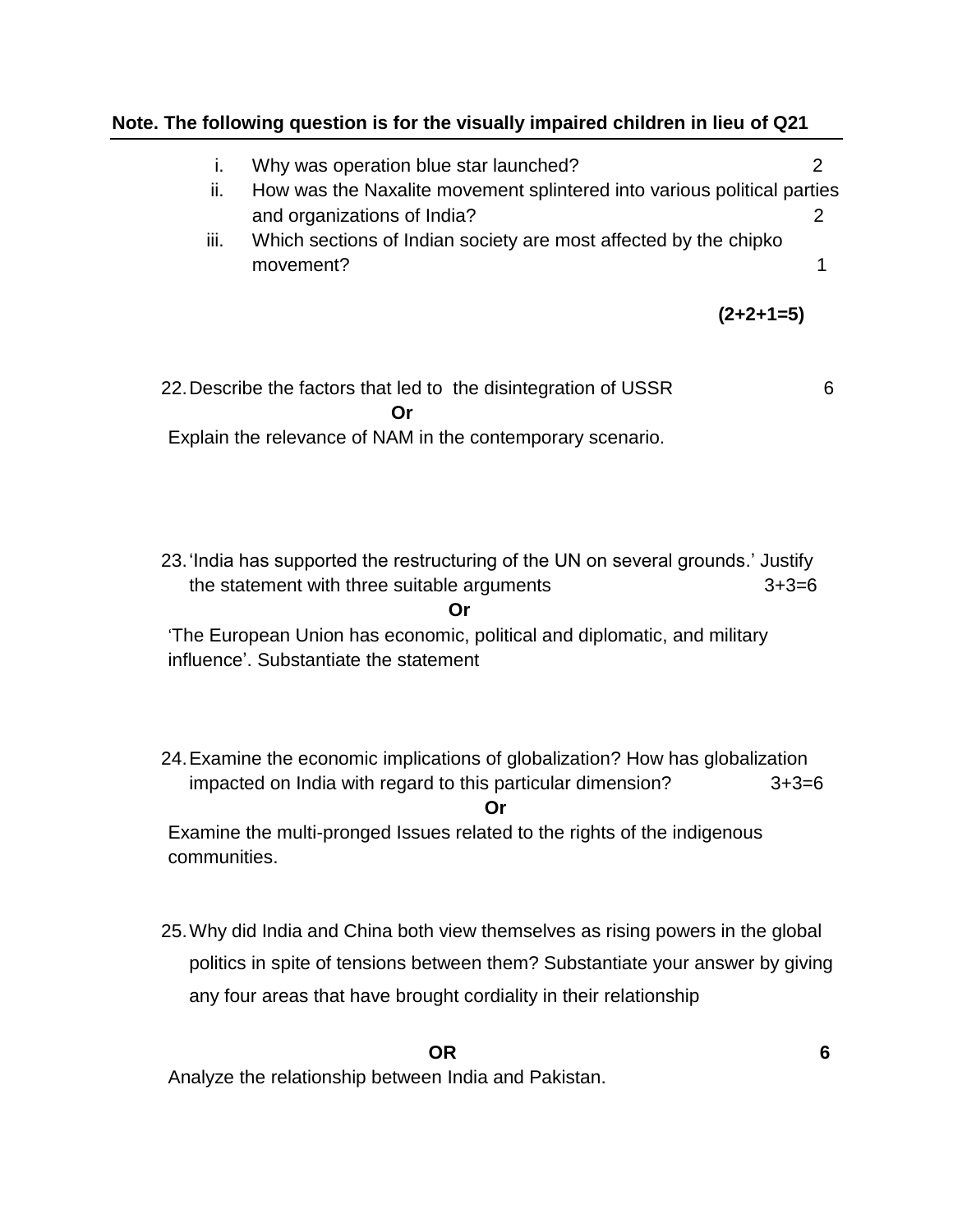**Note. The following question is for the visually impaired children in lieu of Q21**

i. Why was operation blue star launched? 2
ii. How was the Naxalite movement splintered into various political parties and organizations of India? 2
iii. Which sections of Indian society are most affected by the chipko movement? 1

**(2+2+1=5)**

22. Describe the factors that led to the disintegration of USSR 6

**Or**

Explain the relevance of NAM in the contemporary scenario.

23. 'India has supported the restructuring of the UN on several grounds.' Justify the statement with three suitable arguments 3+3=6

**Or**

'The European Union has economic, political and diplomatic, and military influence'. Substantiate the statement

24. Examine the economic implications of globalization? How has globalization impacted on India with regard to this particular dimension? 3+3=6

**Or**

Examine the multi-pronged Issues related to the rights of the indigenous communities.

25. Why did India and China both view themselves as rising powers in the global politics in spite of tensions between them? Substantiate your answer by giving any four areas that have brought cordiality in their relationship

**OR** **6**

Analyze the relationship between India and Pakistan.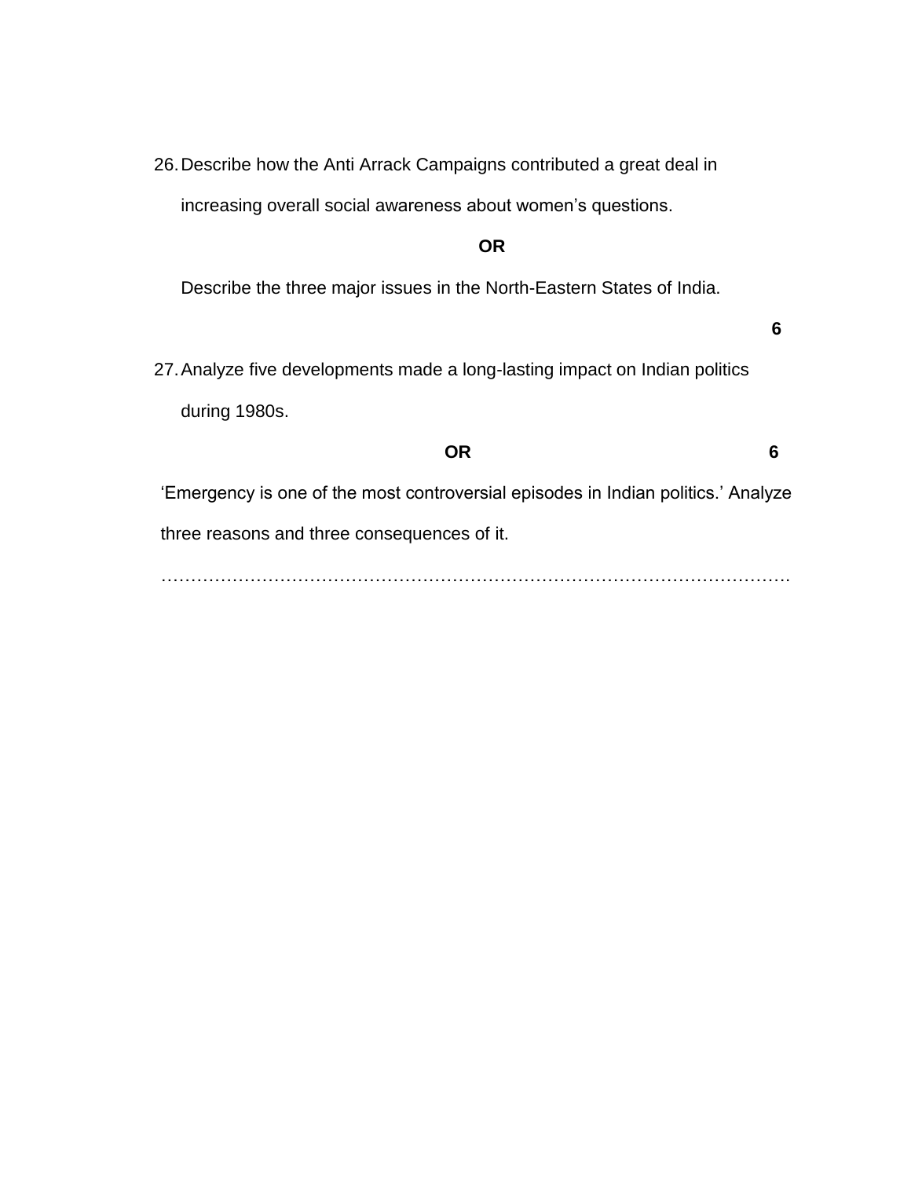26. Describe how the Anti Arrack Campaigns contributed a great deal in increasing overall social awareness about women's questions.

**OR**

Describe the three major issues in the North-Eastern States of India.

**6**

27. Analyze five developments made a long-lasting impact on Indian politics during 1980s.

**OR** **6**

'Emergency is one of the most controversial episodes in Indian politics.' Analyze three reasons and three consequences of it.

……………………………………………………………………………………………